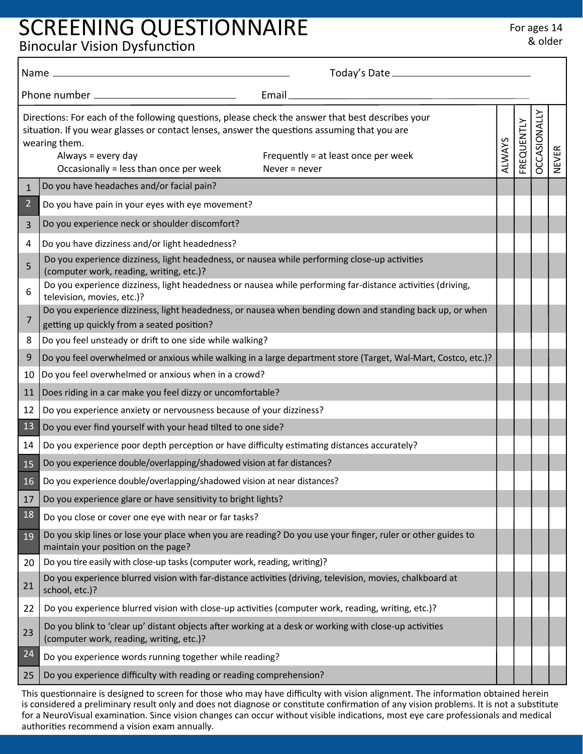# SCREENING QUESTIONNAIRE

## Binocular Vision Dysfunction

For ages 14 & older

Name ______________________ Today's Date ______________________

Phone number ______________________ Email ______________________

Directions: For each of the following questions, please check the answer that best describes your situation. If you wear glasses or contact lenses, answer the questions assuming that you are wearing them.

- Always = every day
- Frequently = at least once per week
- Occasionally = less than once per week
- Never = never

| # | Question | ALWAYS | FREQUENTLY | OCCASIONALLY | NEVER |
|---|---|---|---|---|---|
| 1 | Do you have headaches and/or facial pain? | | | | |
| 2 | Do you have pain in your eyes with eye movement? | | | | |
| 3 | Do you experience neck or shoulder discomfort? | | | | |
| 4 | Do you have dizziness and/or light headedness? | | | | |
| 5 | Do you experience dizziness, light headedness, or nausea while performing close-up activities (computer work, reading, writing, etc.)? | | | | |
| 6 | Do you experience dizziness, light headedness or nausea while performing far-distance activities (driving, television, movies, etc.)? | | | | |
| 7 | Do you experience dizziness, light headedness, or nausea when bending down and standing back up, or when getting up quickly from a seated position? | | | | |
| 8 | Do you feel unsteady or drift to one side while walking? | | | | |
| 9 | Do you feel overwhelmed or anxious while walking in a large department store (Target, Wal-Mart, Costco, etc.)? | | | | |
| 10 | Do you feel overwhelmed or anxious when in a crowd? | | | | |
| 11 | Does riding in a car make you feel dizzy or uncomfortable? | | | | |
| 12 | Do you experience anxiety or nervousness because of your dizziness? | | | | |
| 13 | Do you ever find yourself with your head tilted to one side? | | | | |
| 14 | Do you experience poor depth perception or have difficulty estimating distances accurately? | | | | |
| 15 | Do you experience double/overlapping/shadowed vision at far distances? | | | | |
| 16 | Do you experience double/overlapping/shadowed vision at near distances? | | | | |
| 17 | Do you experience glare or have sensitivity to bright lights? | | | | |
| 18 | Do you close or cover one eye with near or far tasks? | | | | |
| 19 | Do you skip lines or lose your place when you are reading? Do you use your finger, ruler or other guides to maintain your position on the page? | | | | |
| 20 | Do you tire easily with close-up tasks (computer work, reading, writing)? | | | | |
| 21 | Do you experience blurred vision with far-distance activities (driving, television, movies, chalkboard at school, etc.)? | | | | |
| 22 | Do you experience blurred vision with close-up activities (computer work, reading, writing, etc.)? | | | | |
| 23 | Do you blink to 'clear up' distant objects after working at a desk or working with close-up activities (computer work, reading, writing, etc.)? | | | | |
| 24 | Do you experience words running together while reading? | | | | |
| 25 | Do you experience difficulty with reading or reading comprehension? | | | | |

This questionnaire is designed to screen for those who may have difficulty with vision alignment. The information obtained herein is considered a preliminary result only and does not diagnose or constitute confirmation of any vision problems. It is not a substitute for a NeuroVisual examination. Since vision changes can occur without visible indications, most eye care professionals and medical authorities recommend a vision exam annually.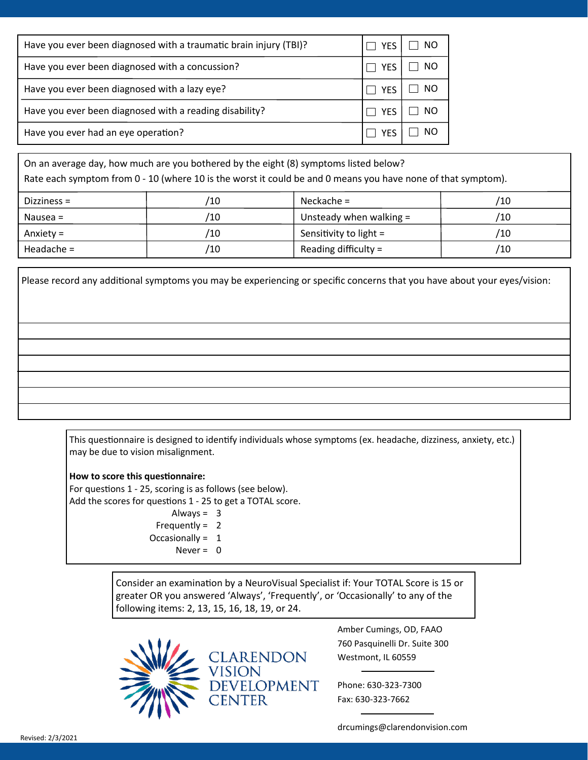| | | |
|---|---|---|
| Have you ever been diagnosed with a traumatic brain injury (TBI)? | ☐ YES | ☐ NO |
| Have you ever been diagnosed with a concussion? | ☐ YES | ☐ NO |
| Have you ever been diagnosed with a lazy eye? | ☐ YES | ☐ NO |
| Have you ever been diagnosed with a reading disability? | ☐ YES | ☐ NO |
| Have you ever had an eye operation? | ☐ YES | ☐ NO |

On an average day, how much are you bothered by the eight (8) symptoms listed below?
Rate each symptom from 0 - 10 (where 10 is the worst it could be and 0 means you have none of that symptom).

| | | | |
|---|---|---|---|
| Dizziness = | /10 | Neckache = | /10 |
| Nausea = | /10 | Unsteady when walking = | /10 |
| Anxiety = | /10 | Sensitivity to light = | /10 |
| Headache = | /10 | Reading difficulty = | /10 |

Please record any additional symptoms you may be experiencing or specific concerns that you have about your eyes/vision:

This questionnaire is designed to identify individuals whose symptoms (ex. headache, dizziness, anxiety, etc.) may be due to vision misalignment.

**How to score this questionnaire:**
For questions 1 - 25, scoring is as follows (see below).
Add the scores for questions 1 - 25 to get a TOTAL score.

Always = 3
Frequently = 2
Occasionally = 1
Never = 0

Consider an examination by a NeuroVisual Specialist if: Your TOTAL Score is 15 or greater OR you answered 'Always', 'Frequently', or 'Occasionally' to any of the following items: 2, 13, 15, 16, 18, 19, or 24.

CLARENDON VISION DEVELOPMENT CENTER

Amber Cumings, OD, FAAO
760 Pasquinelli Dr. Suite 300
Westmont, IL 60559

Phone: 630-323-7300
Fax: 630-323-7662

drcumings@clarendonvision.com

Revised: 2/3/2021